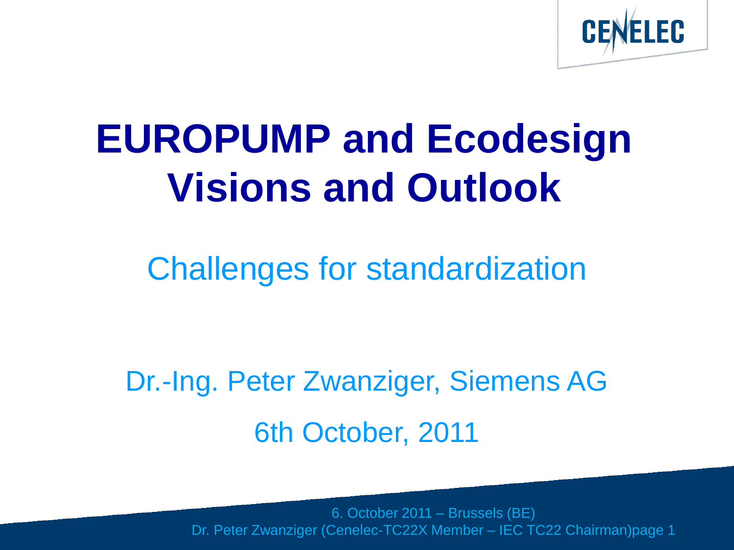# EUROPUMP and Ecodesign Visions and Outlook

## Challenges for standardization

Dr.-Ing. Peter Zwanziger, Siemens AG

6th October, 2011

6. October 2011 – Brussels (BE)

Dr. Peter Zwanziger (Cenelec-TC22X Member – IEC TC22 Chairman)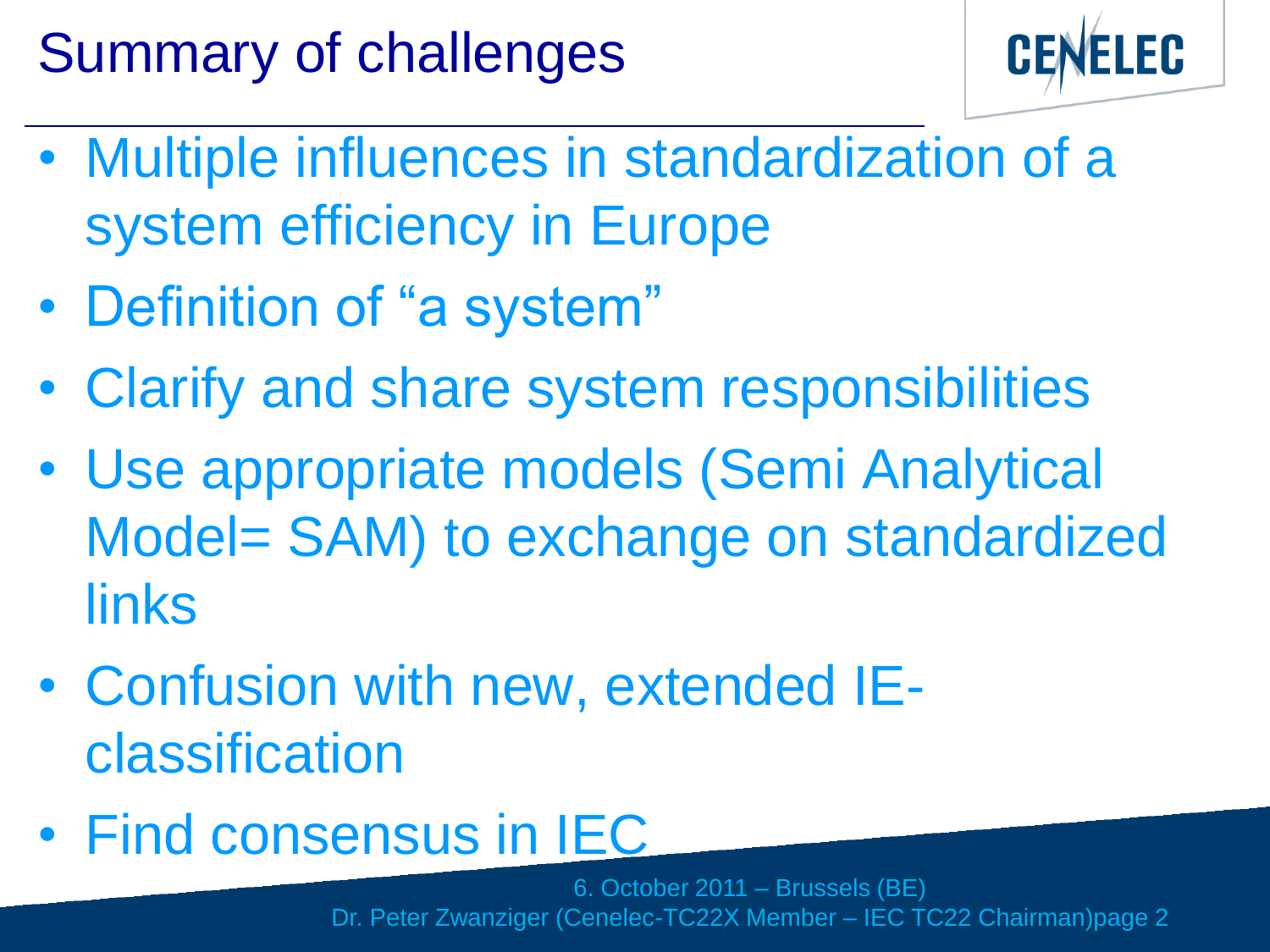# Summary of challenges

- Multiple influences in standardization of a system efficiency in Europe
- Definition of “a system”
- Clarify and share system responsibilities
- Use appropriate models (Semi Analytical Model= SAM) to exchange on standardized links
- Confusion with new, extended IE-classification
- Find consensus in IEC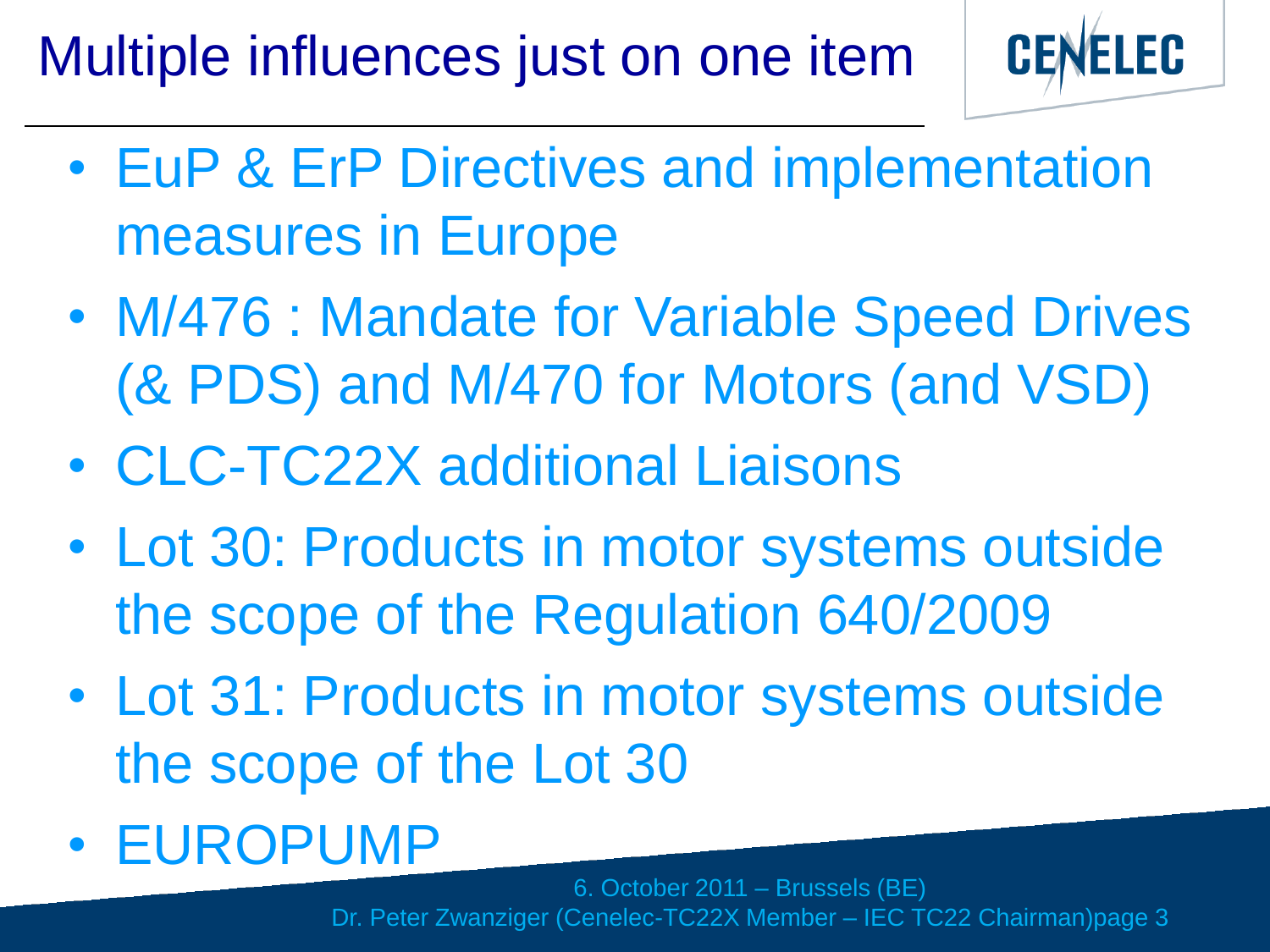# Multiple influences just on one item

- EuP & ErP Directives and implementation measures in Europe
- M/476 : Mandate for Variable Speed Drives (& PDS) and M/470 for Motors (and VSD)
- CLC-TC22X additional Liaisons
- Lot 30: Products in motor systems outside the scope of the Regulation 640/2009
- Lot 31: Products in motor systems outside the scope of the Lot 30
- EUROPUMP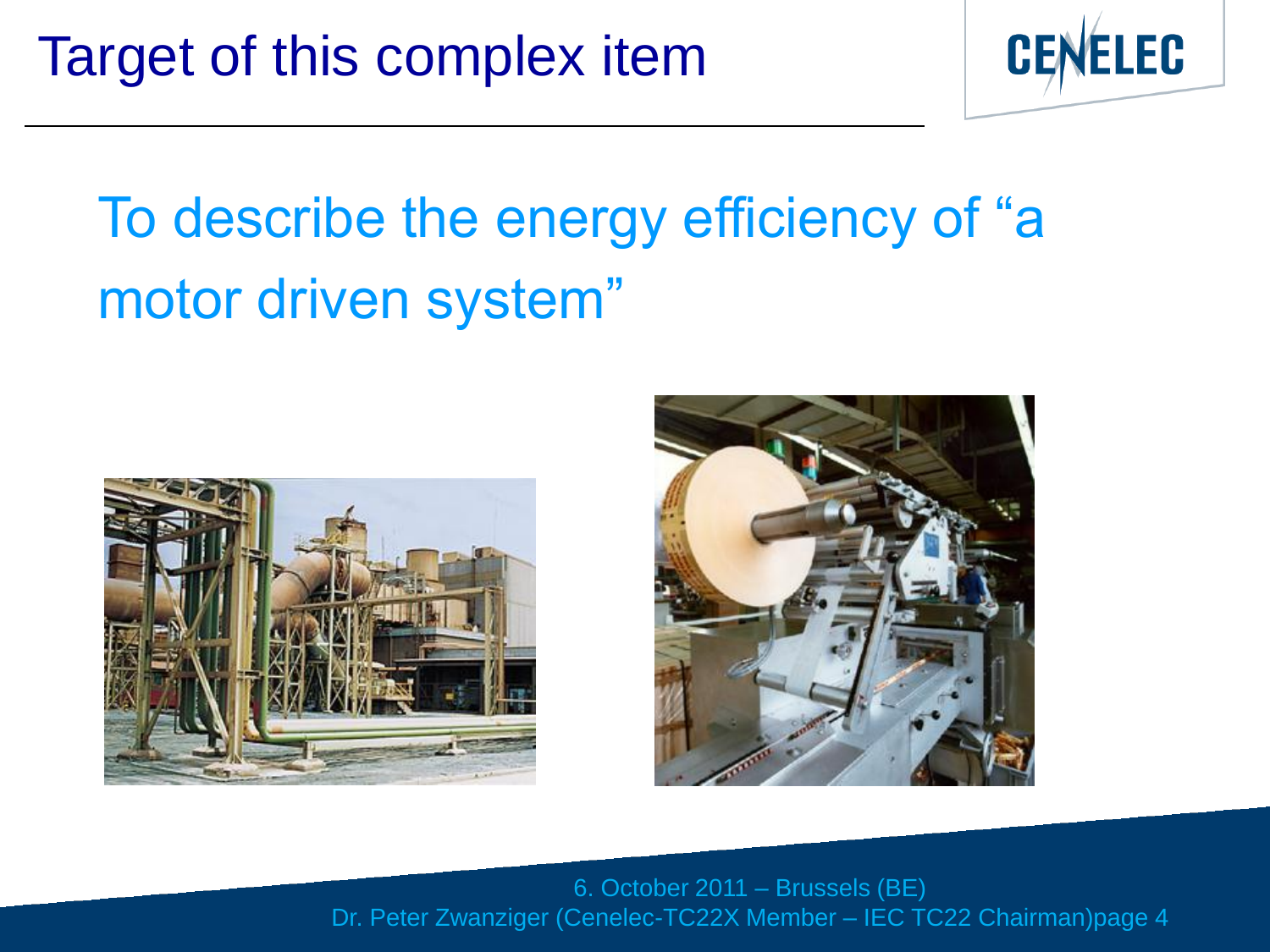# Target of this complex item

To describe the energy efficiency of "a motor driven system"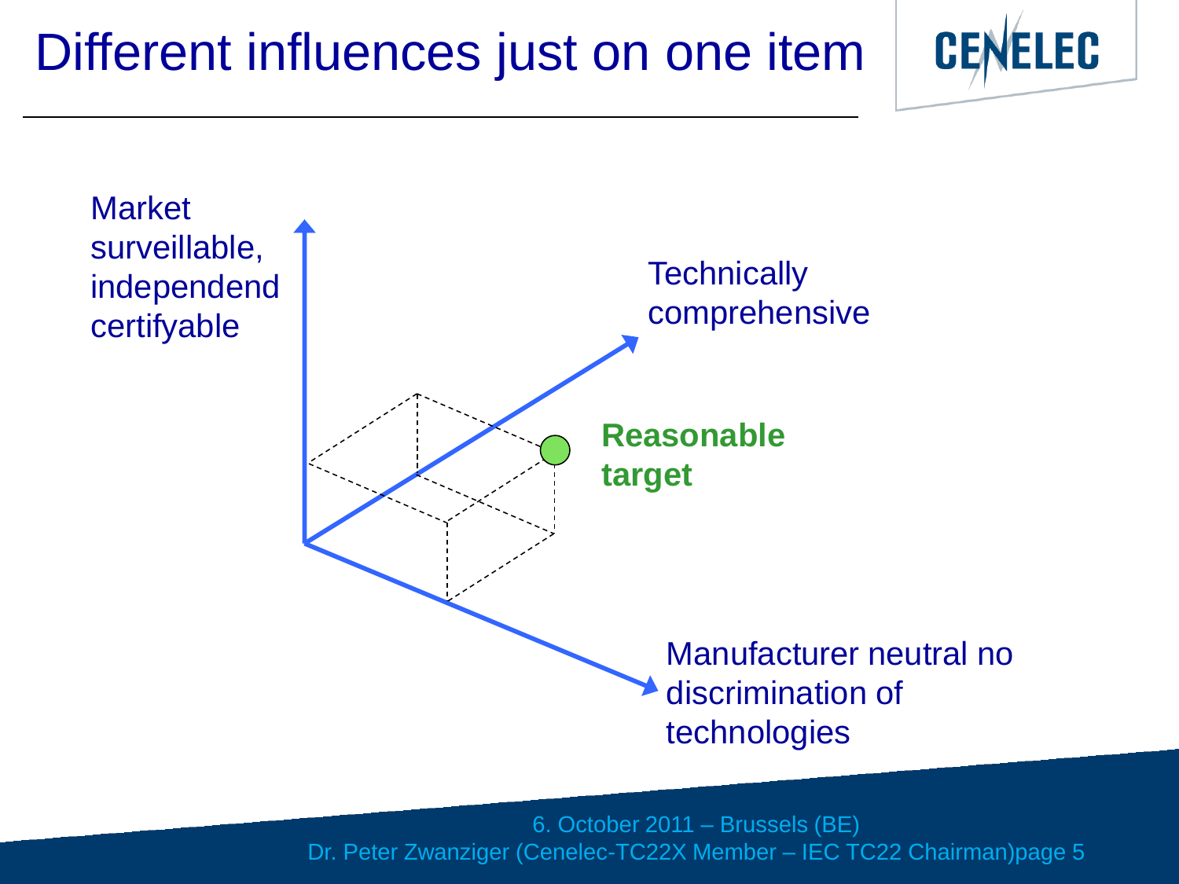# Different influences just on one item

Market surveillable, independend certifyable

Technically comprehensive

**Reasonable target**

Manufacturer neutral no discrimination of technologies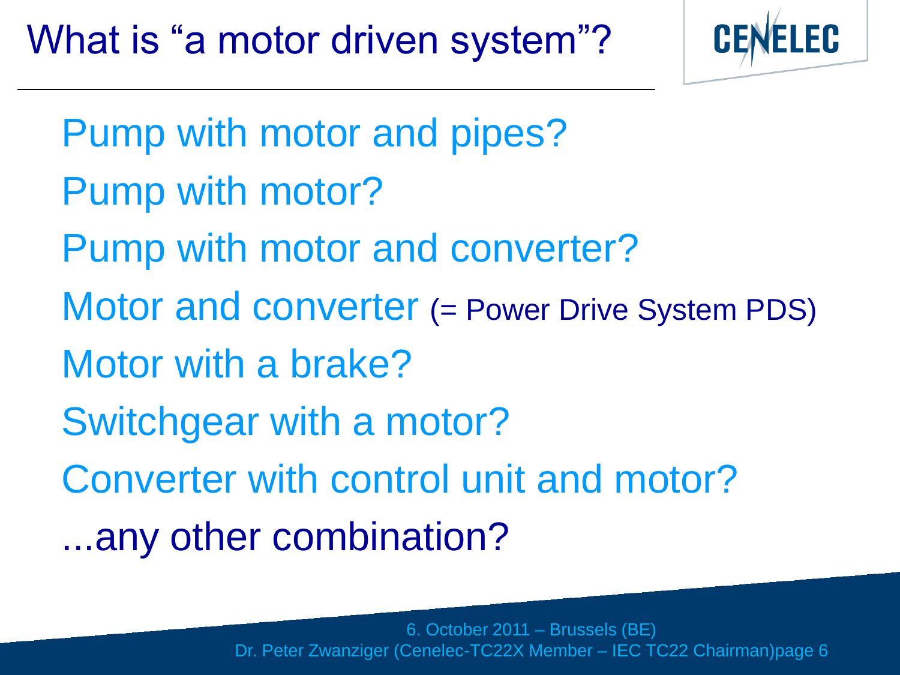# What is "a motor driven system"?

Pump with motor and pipes?

Pump with motor?

Pump with motor and converter?

Motor and converter (= Power Drive System PDS)

Motor with a brake?

Switchgear with a motor?

Converter with control unit and motor?

...any other combination?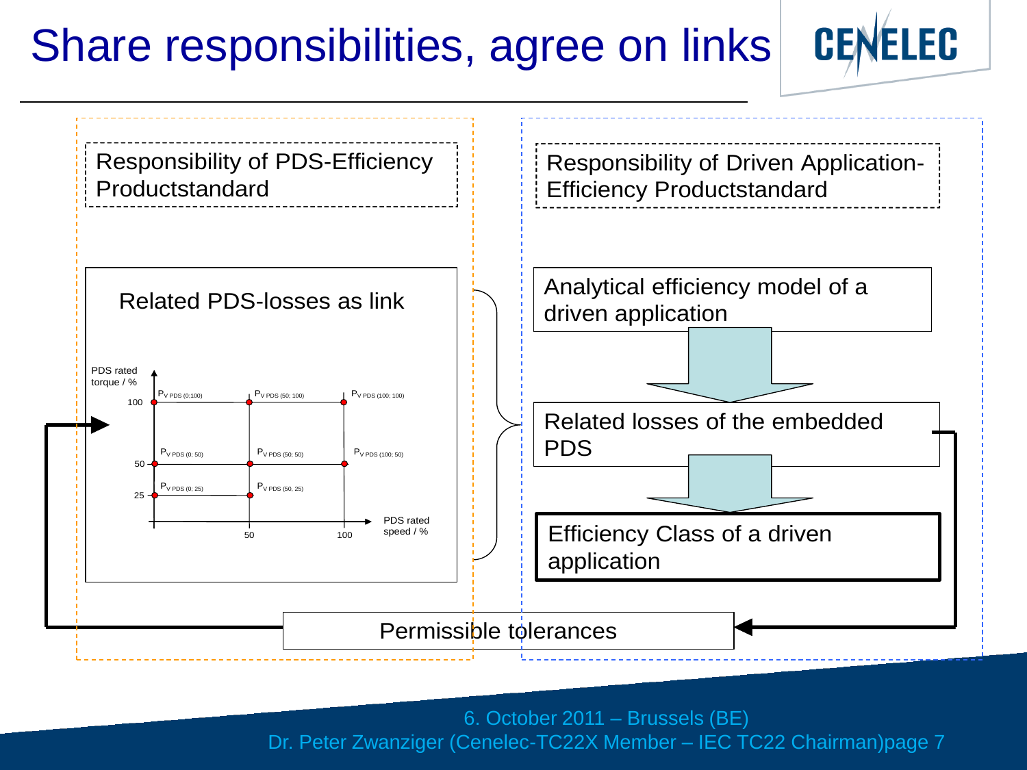# Share responsibilities, agree on links

Responsibility of PDS-Efficiency Productstandard

Related PDS-losses as link

PDS rated torque / %

$P_{V\ PDS\ (0;100)}$ $P_{V\ PDS\ (50;\ 100)}$ $P_{V\ PDS\ (100;\ 100)}$

$P_{V\ PDS\ (0;\ 50)}$ $P_{V\ PDS\ (50;\ 50)}$ $P_{V\ PDS\ (100;\ 50)}$

$P_{V\ PDS\ (0;\ 25)}$ $P_{V\ PDS\ (50,\ 25)}$

100, 50, 25

50, 100

PDS rated speed / %

Responsibility of Driven Application-Efficiency Productstandard

Analytical efficiency model of a driven application

Related losses of the embedded PDS

Efficiency Class of a driven application

Permissible tolerances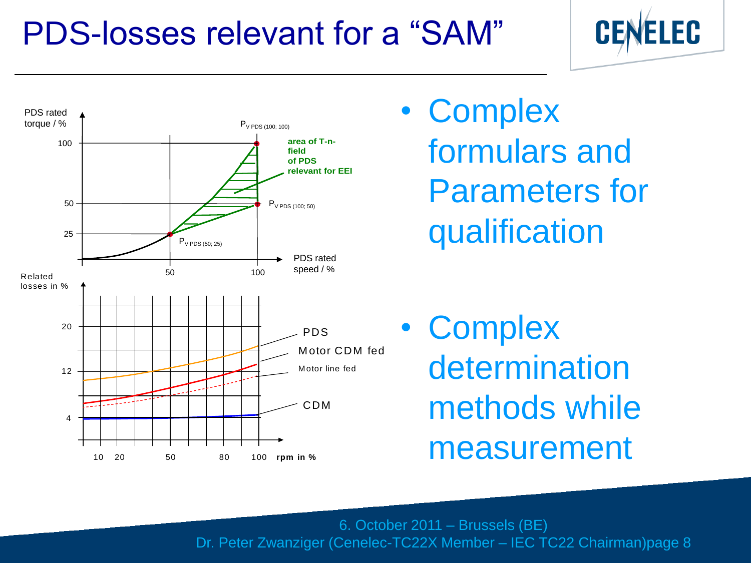# PDS-losses relevant for a “SAM”

PDS rated torque / %

$P_{V\ PDS\ (100;\ 100)}$

area of T-n-field of PDS relevant for EEI

$P_{V\ PDS\ (100;\ 50)}$

$P_{V\ PDS\ (50;\ 25)}$

PDS rated speed / %

Related losses in %

PDS

Motor CDM fed

Motor line fed

CDM

rpm in %

- Complex formulars and Parameters for qualification
- Complex determination methods while measurement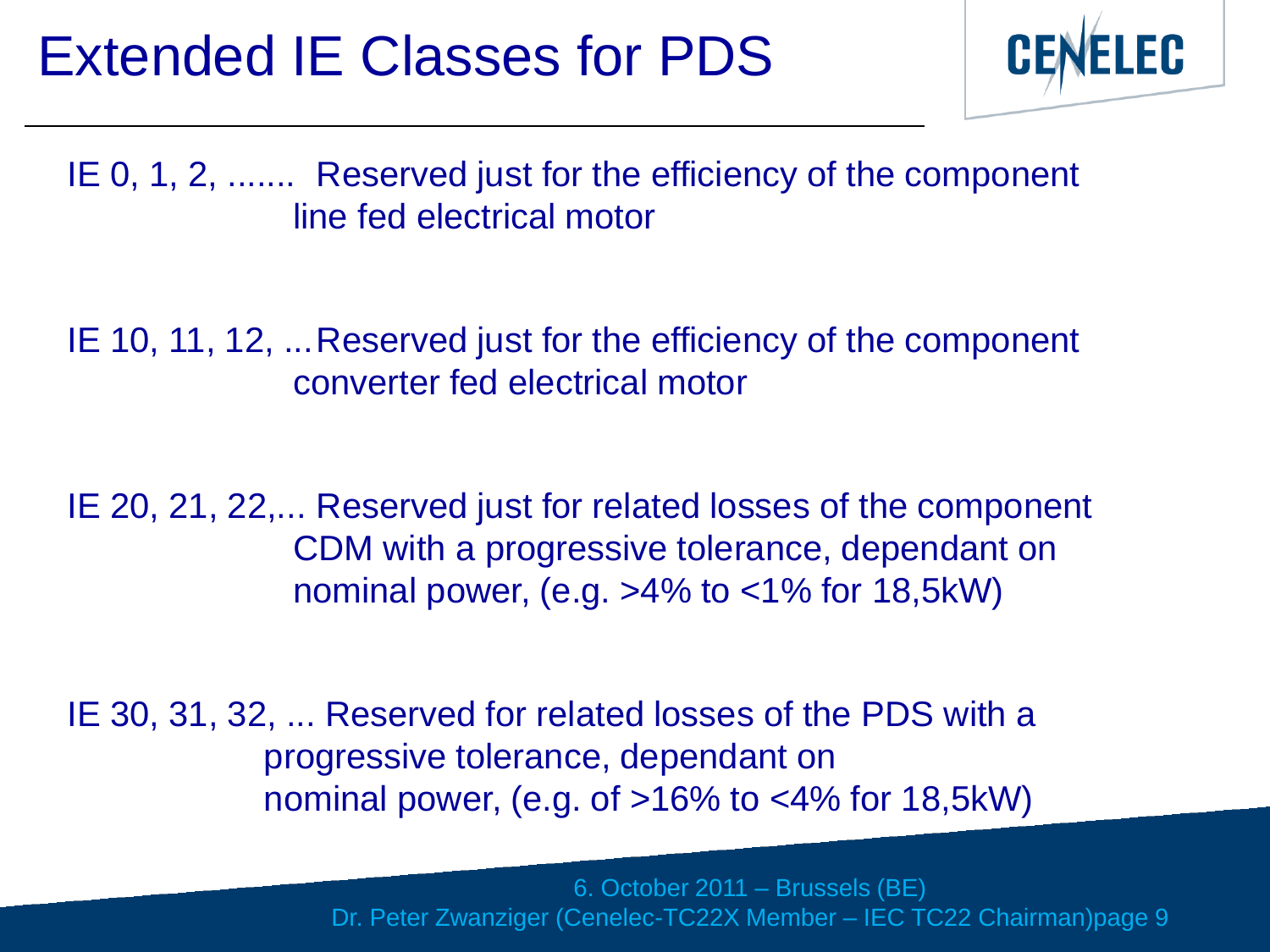# Extended IE Classes for PDS

IE 0, 1, 2, ....... Reserved just for the efficiency of the component line fed electrical motor

IE 10, 11, 12, ... Reserved just for the efficiency of the component converter fed electrical motor

IE 20, 21, 22,... Reserved just for related losses of the component CDM with a progressive tolerance, dependant on nominal power, (e.g. >4% to <1% for 18,5kW)

IE 30, 31, 32, ... Reserved for related losses of the PDS with a progressive tolerance, dependant on nominal power, (e.g. of >16% to <4% for 18,5kW)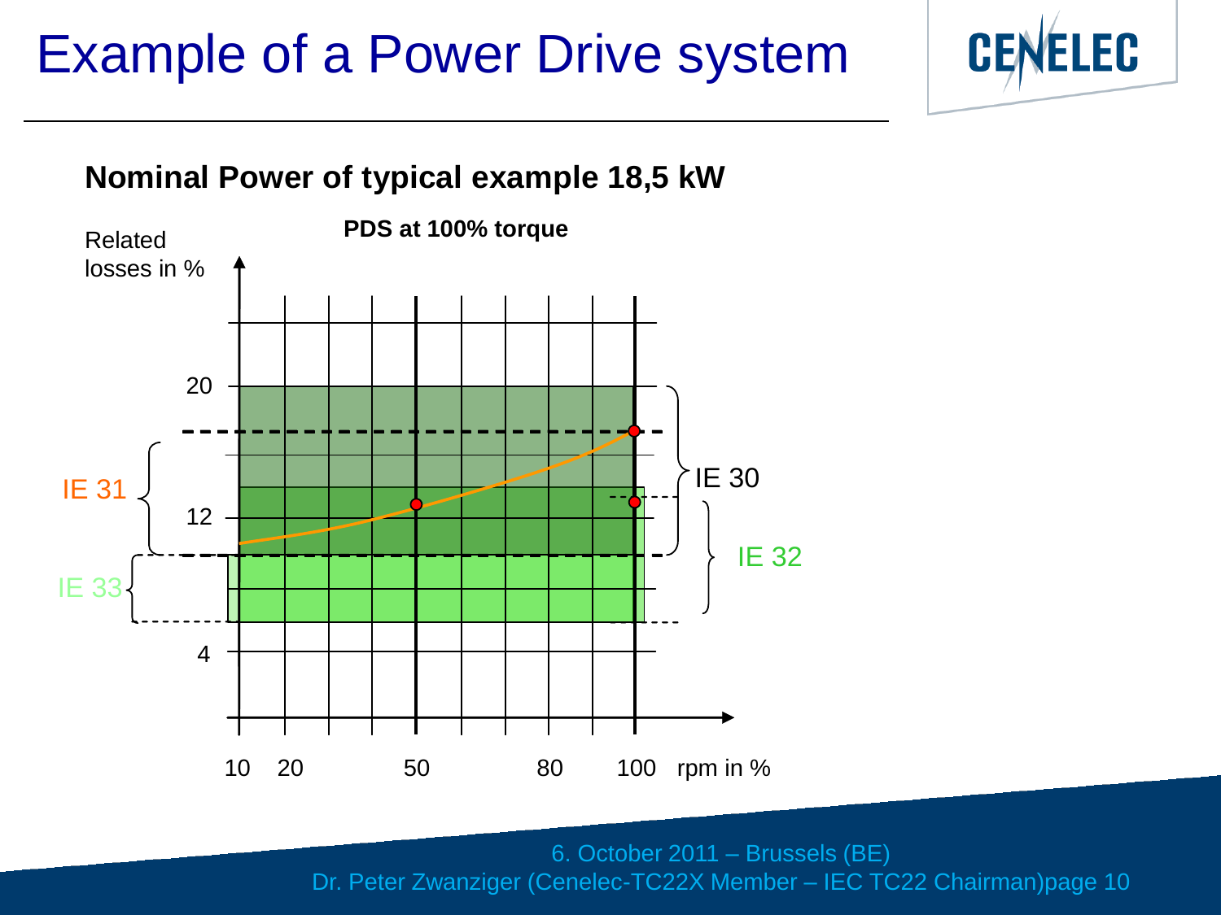# Example of a Power Drive system

**Nominal Power of typical example 18,5 kW**

**PDS at 100% torque**

Related losses in %

20

12

4

10 20 50 80 100 rpm in %

IE 31

IE 33

IE 30

IE 32